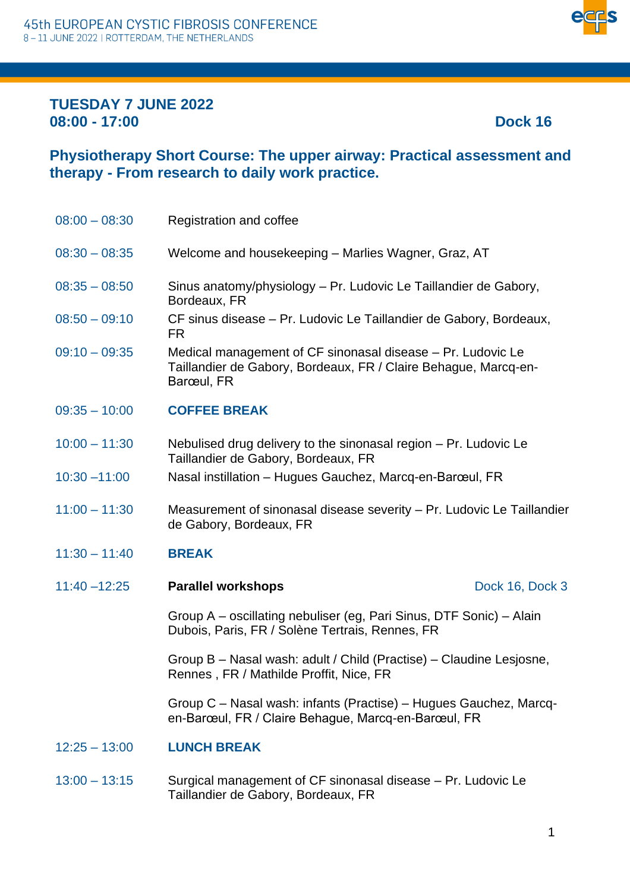## TUESDAY 7 JUNE 2022
## 08:00 - 17:00 Dock 16

## Physiotherapy Short Course: The upper airway: Practical assessment and therapy - From research to daily work practice.

| | |
|---|---|
| 08:00 – 08:30 | Registration and coffee |
| 08:30 – 08:35 | Welcome and housekeeping – Marlies Wagner, Graz, AT |
| 08:35 – 08:50 | Sinus anatomy/physiology – Pr. Ludovic Le Taillandier de Gabory, Bordeaux, FR |
| 08:50 – 09:10 | CF sinus disease – Pr. Ludovic Le Taillandier de Gabory, Bordeaux, FR |
| 09:10 – 09:35 | Medical management of CF sinonasal disease – Pr. Ludovic Le Taillandier de Gabory, Bordeaux, FR / Claire Behague, Marcq-en-Barœul, FR |
| 09:35 – 10:00 | **COFFEE BREAK** |
| 10:00 – 11:30 | Nebulised drug delivery to the sinonasal region – Pr. Ludovic Le Taillandier de Gabory, Bordeaux, FR |
| 10:30 –11:00 | Nasal instillation – Hugues Gauchez, Marcq-en-Barœul, FR |
| 11:00 – 11:30 | Measurement of sinonasal disease severity – Pr. Ludovic Le Taillandier de Gabory, Bordeaux, FR |
| 11:30 – 11:40 | **BREAK** |
| 11:40 –12:25 | **Parallel workshops** — Dock 16, Dock 3<br><br>Group A – oscillating nebuliser (eg, Pari Sinus, DTF Sonic) – Alain Dubois, Paris, FR / Solène Tertrais, Rennes, FR<br><br>Group B – Nasal wash: adult / Child (Practise) – Claudine Lesjosne, Rennes , FR / Mathilde Proffit, Nice, FR<br><br>Group C – Nasal wash: infants (Practise) – Hugues Gauchez, Marcq-en-Barœul, FR / Claire Behague, Marcq-en-Barœul, FR |
| 12:25 – 13:00 | **LUNCH BREAK** |
| 13:00 – 13:15 | Surgical management of CF sinonasal disease – Pr. Ludovic Le Taillandier de Gabory, Bordeaux, FR |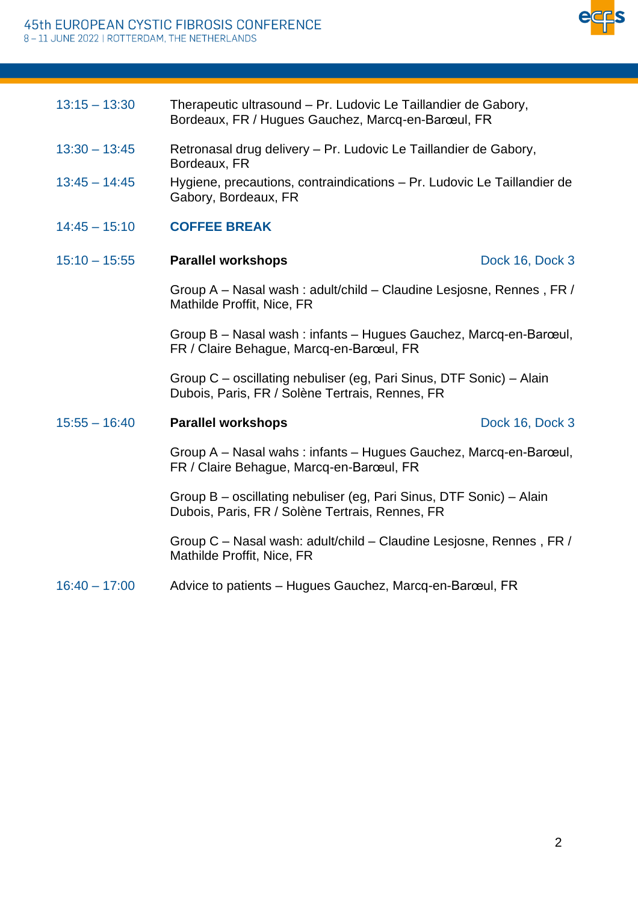13:15 – 13:30 Therapeutic ultrasound – Pr. Ludovic Le Taillandier de Gabory, Bordeaux, FR / Hugues Gauchez, Marcq-en-Barœul, FR

13:30 – 13:45 Retronasal drug delivery – Pr. Ludovic Le Taillandier de Gabory, Bordeaux, FR

13:45 – 14:45 Hygiene, precautions, contraindications – Pr. Ludovic Le Taillandier de Gabory, Bordeaux, FR

14:45 – 15:10 **COFFEE BREAK**

15:10 – 15:55 **Parallel workshops** Dock 16, Dock 3

Group A – Nasal wash : adult/child – Claudine Lesjosne, Rennes , FR / Mathilde Proffit, Nice, FR

Group B – Nasal wash : infants – Hugues Gauchez, Marcq-en-Barœul, FR / Claire Behague, Marcq-en-Barœul, FR

Group C – oscillating nebuliser (eg, Pari Sinus, DTF Sonic) – Alain Dubois, Paris, FR / Solène Tertrais, Rennes, FR

15:55 – 16:40 **Parallel workshops** Dock 16, Dock 3

Group A – Nasal wahs : infants – Hugues Gauchez, Marcq-en-Barœul, FR / Claire Behague, Marcq-en-Barœul, FR

Group B – oscillating nebuliser (eg, Pari Sinus, DTF Sonic) – Alain Dubois, Paris, FR / Solène Tertrais, Rennes, FR

Group C – Nasal wash: adult/child – Claudine Lesjosne, Rennes , FR / Mathilde Proffit, Nice, FR

16:40 – 17:00 Advice to patients – Hugues Gauchez, Marcq-en-Barœul, FR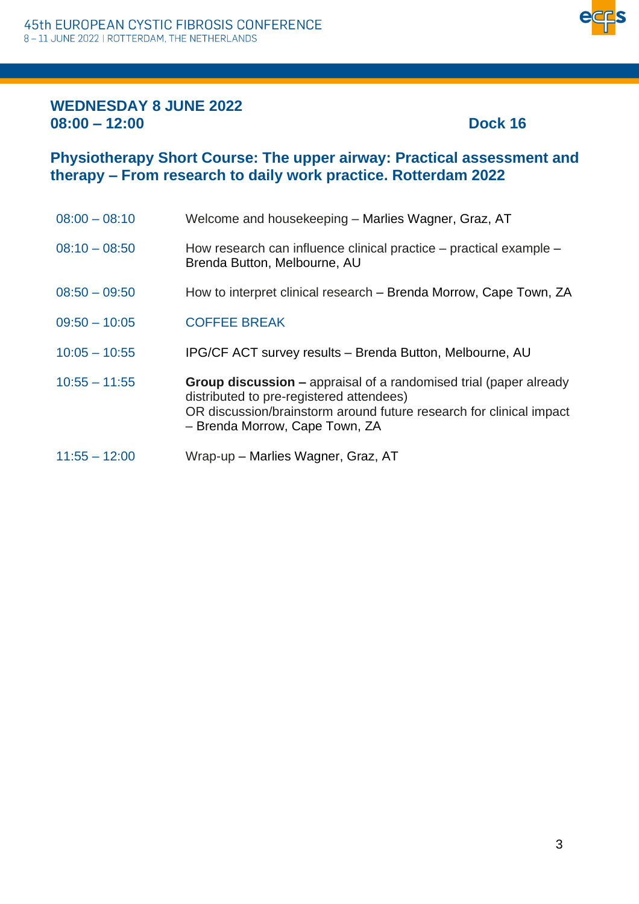## WEDNESDAY 8 JUNE 2022
## 08:00 – 12:00 Dock 16

### Physiotherapy Short Course: The upper airway: Practical assessment and therapy – From research to daily work practice. Rotterdam 2022

| | |
|---|---|
| 08:00 – 08:10 | Welcome and housekeeping – Marlies Wagner, Graz, AT |
| 08:10 – 08:50 | How research can influence clinical practice – practical example – Brenda Button, Melbourne, AU |
| 08:50 – 09:50 | How to interpret clinical research – Brenda Morrow, Cape Town, ZA |
| 09:50 – 10:05 | COFFEE BREAK |
| 10:05 – 10:55 | IPG/CF ACT survey results – Brenda Button, Melbourne, AU |
| 10:55 – 11:55 | **Group discussion –** appraisal of a randomised trial (paper already distributed to pre-registered attendees) OR discussion/brainstorm around future research for clinical impact – Brenda Morrow, Cape Town, ZA |
| 11:55 – 12:00 | Wrap-up – Marlies Wagner, Graz, AT |